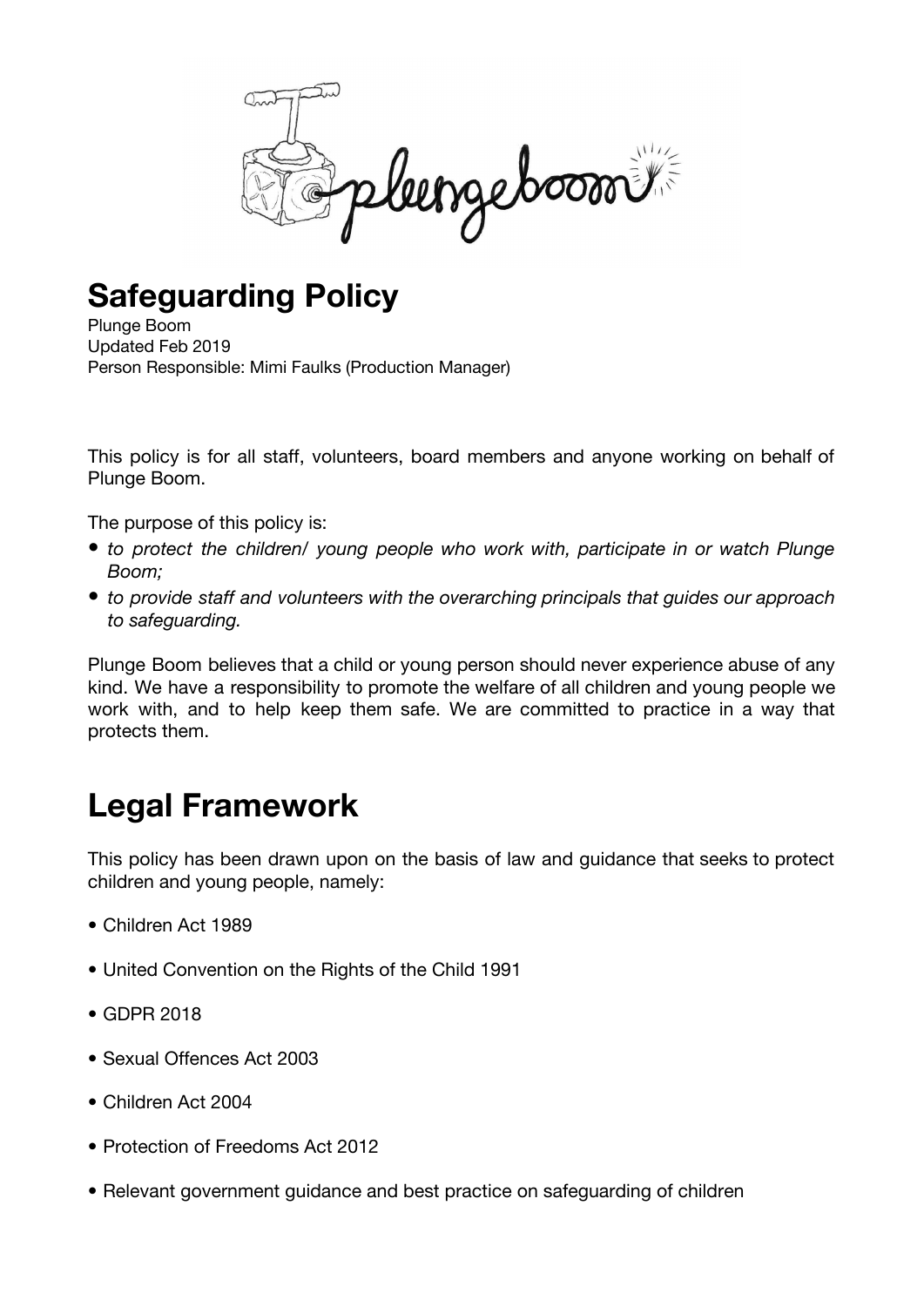# Safeguarding Policy

Plunge Boom
Updated Feb 2019
Person Responsible: Mimi Faulks (Production Manager)

This policy is for all staff, volunteers, board members and anyone working on behalf of Plunge Boom.

The purpose of this policy is:

- *to protect the children/ young people who work with, participate in or watch Plunge Boom;*
- *to provide staff and volunteers with the overarching principals that guides our approach to safeguarding.*

Plunge Boom believes that a child or young person should never experience abuse of any kind. We have a responsibility to promote the welfare of all children and young people we work with, and to help keep them safe. We are committed to practice in a way that protects them.

# Legal Framework

This policy has been drawn upon on the basis of law and guidance that seeks to protect children and young people, namely:

- Children Act 1989
- United Convention on the Rights of the Child 1991
- GDPR 2018
- Sexual Offences Act 2003
- Children Act 2004
- Protection of Freedoms Act 2012
- Relevant government guidance and best practice on safeguarding of children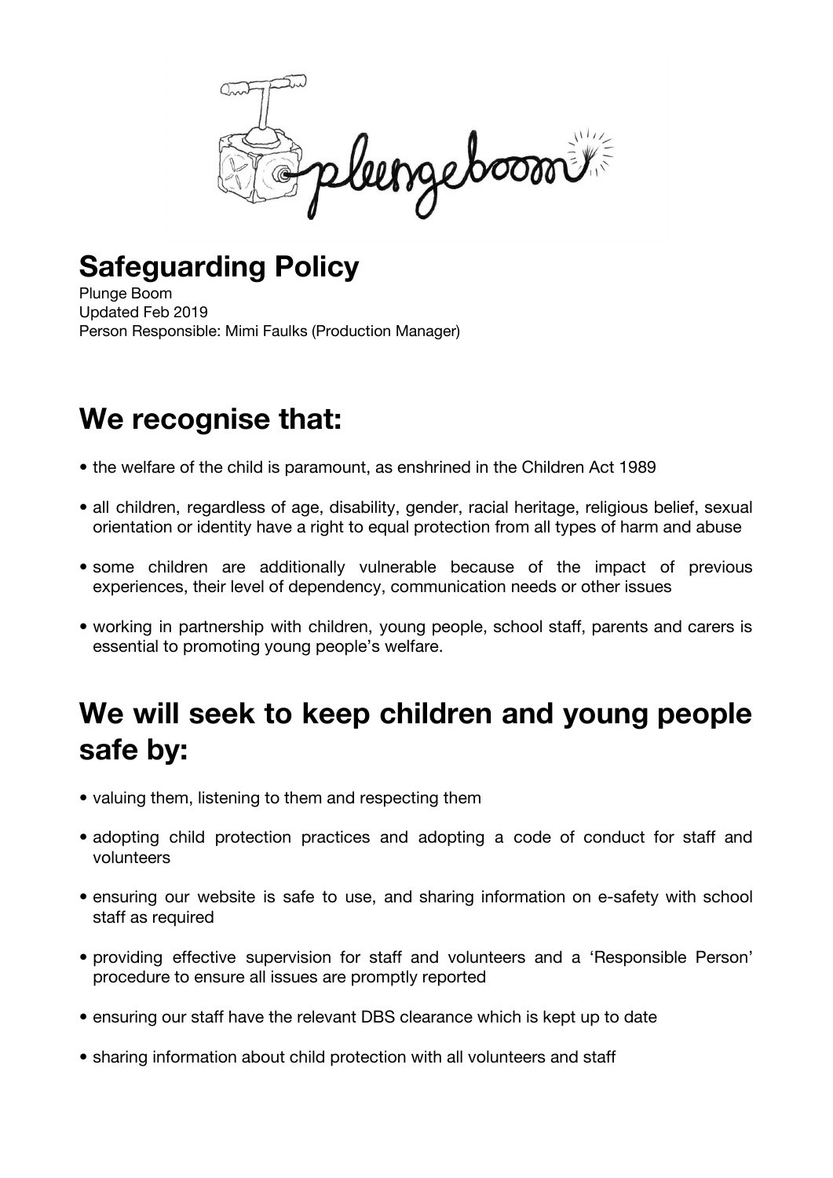# Safeguarding Policy

Plunge Boom
Updated Feb 2019
Person Responsible: Mimi Faulks (Production Manager)

## We recognise that:

- the welfare of the child is paramount, as enshrined in the Children Act 1989
- all children, regardless of age, disability, gender, racial heritage, religious belief, sexual orientation or identity have a right to equal protection from all types of harm and abuse
- some children are additionally vulnerable because of the impact of previous experiences, their level of dependency, communication needs or other issues
- working in partnership with children, young people, school staff, parents and carers is essential to promoting young people's welfare.

## We will seek to keep children and young people safe by:

- valuing them, listening to them and respecting them
- adopting child protection practices and adopting a code of conduct for staff and volunteers
- ensuring our website is safe to use, and sharing information on e-safety with school staff as required
- providing effective supervision for staff and volunteers and a 'Responsible Person' procedure to ensure all issues are promptly reported
- ensuring our staff have the relevant DBS clearance which is kept up to date
- sharing information about child protection with all volunteers and staff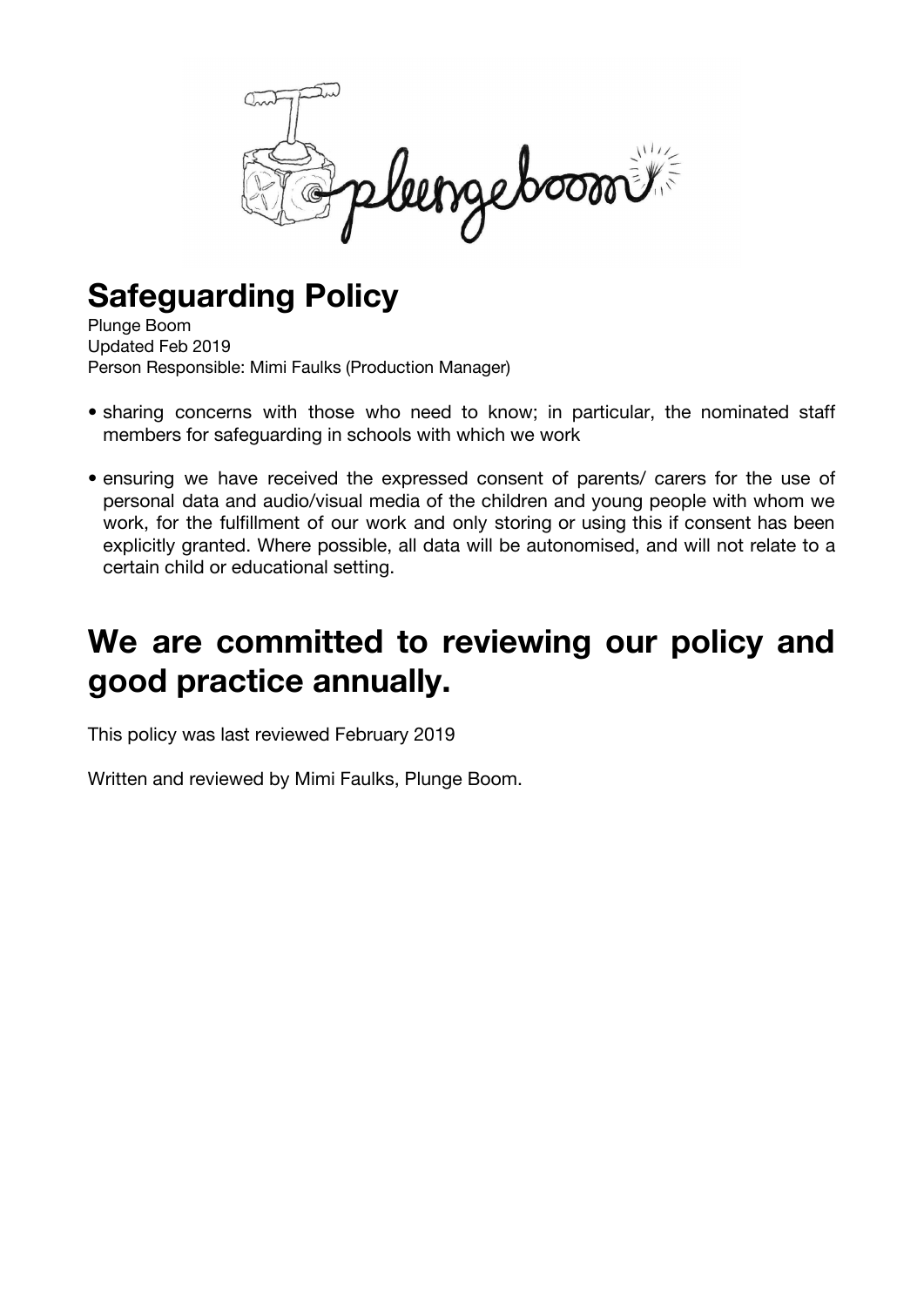# Safeguarding Policy

Plunge Boom
Updated Feb 2019
Person Responsible: Mimi Faulks (Production Manager)

- sharing concerns with those who need to know; in particular, the nominated staff members for safeguarding in schools with which we work
- ensuring we have received the expressed consent of parents/ carers for the use of personal data and audio/visual media of the children and young people with whom we work, for the fulfillment of our work and only storing or using this if consent has been explicitly granted. Where possible, all data will be autonomised, and will not relate to a certain child or educational setting.

# We are committed to reviewing our policy and good practice annually.

This policy was last reviewed February 2019

Written and reviewed by Mimi Faulks, Plunge Boom.